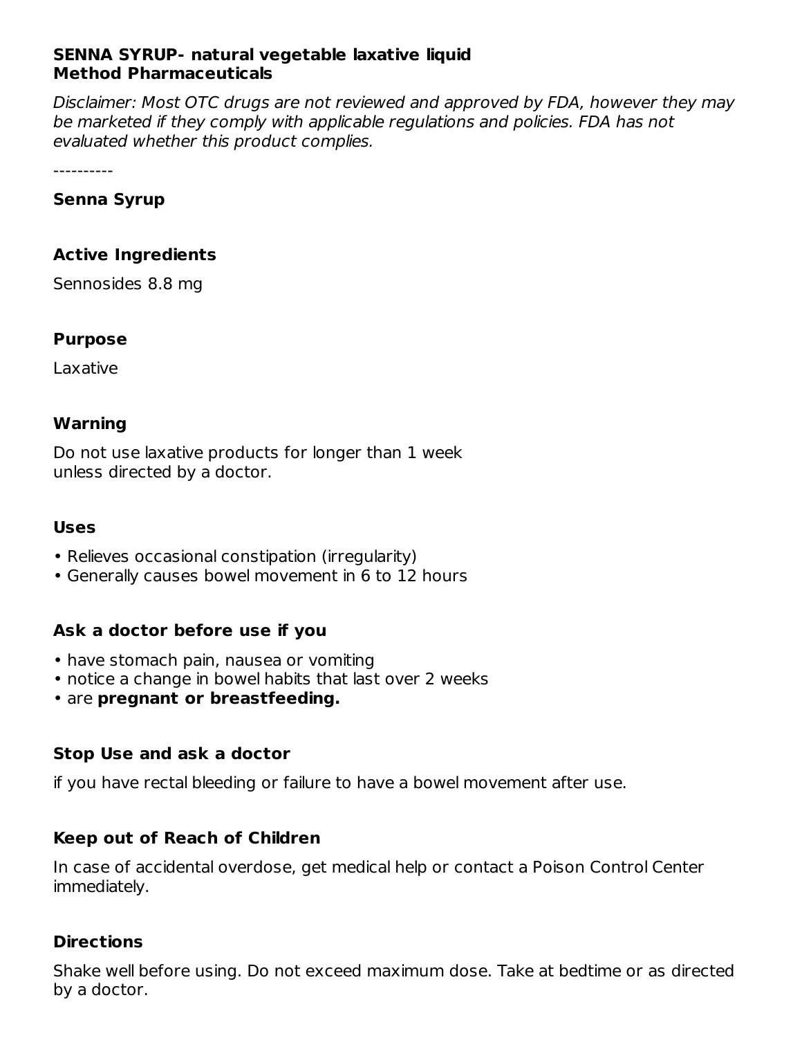**SENNA SYRUP- natural vegetable laxative liquid**
**Method Pharmaceuticals**

*Disclaimer: Most OTC drugs are not reviewed and approved by FDA, however they may be marketed if they comply with applicable regulations and policies. FDA has not evaluated whether this product complies.*

----------

### Senna Syrup

### Active Ingredients

Sennosides 8.8 mg

### Purpose

Laxative

### Warning

Do not use laxative products for longer than 1 week unless directed by a doctor.

### Uses

- Relieves occasional constipation (irregularity)
- Generally causes bowel movement in 6 to 12 hours

### Ask a doctor before use if you

- have stomach pain, nausea or vomiting
- notice a change in bowel habits that last over 2 weeks
- are **pregnant or breastfeeding.**

### Stop Use and ask a doctor

if you have rectal bleeding or failure to have a bowel movement after use.

### Keep out of Reach of Children

In case of accidental overdose, get medical help or contact a Poison Control Center immediately.

### Directions

Shake well before using. Do not exceed maximum dose. Take at bedtime or as directed by a doctor.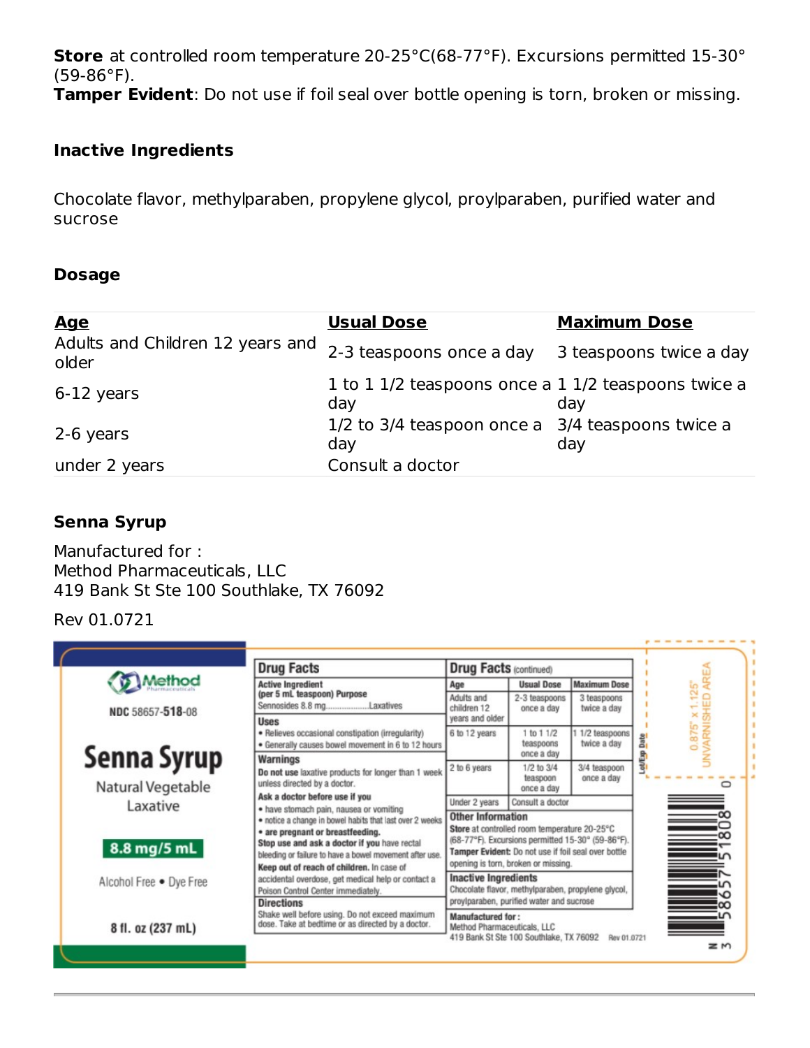**Store** at controlled room temperature 20-25°C(68-77°F). Excursions permitted 15-30° (59-86°F).
**Tamper Evident**: Do not use if foil seal over bottle opening is torn, broken or missing.

### Inactive Ingredients

Chocolate flavor, methylparaben, propylene glycol, proylparaben, purified water and sucrose

### Dosage

| Age | Usual Dose | Maximum Dose |
|---|---|---|
| Adults and Children 12 years and older | 2-3 teaspoons once a day | 3 teaspoons twice a day |
| 6-12 years | 1 to 1 1/2 teaspoons once a day | 1 1/2 teaspoons twice a day |
| 2-6 years | 1/2 to 3/4 teaspoon once a day | 3/4 teaspoons twice a day |
| under 2 years | Consult a doctor | |

### Senna Syrup

Manufactured for :
Method Pharmaceuticals, LLC
419 Bank St Ste 100 Southlake, TX 76092

Rev 01.0721

Method Pharmaceuticals

NDC 58657-518-08

**Senna Syrup**

Natural Vegetable Laxative

**8.8 mg/5 mL**

Alcohol Free • Dye Free

**8 fl. oz (237 mL)**

**Drug Facts**

**Active Ingredient (per 5 mL teaspoon)** **Purpose**
Sennosides 8.8 mg..................Laxatives

**Uses**
- Relieves occasional constipation (irregularity)
- Generally causes bowel movement in 6 to 12 hours

**Warnings**
**Do not use** laxative products for longer than 1 week unless directed by a doctor.
**Ask a doctor before use if you**
- have stomach pain, nausea or vomiting
- notice a change in bowel habits that last over 2 weeks
- **are pregnant or breastfeeding.**

**Stop use and ask a doctor if you** have rectal bleeding or failure to have a bowel movement after use.
**Keep out of reach of children.** In case of accidental overdose, get medical help or contact a Poison Control Center immediately.

**Directions**
Shake well before using. Do not exceed maximum dose. Take at bedtime or as directed by a doctor.

**Drug Facts** (continued)

| Age | Usual Dose | Maximum Dose |
|---|---|---|
| Adults and children 12 years and older | 2-3 teaspoons once a day | 3 teaspoons twice a day |
| 6 to 12 years | 1 to 1 1/2 teaspoons once a day | 1 1/2 teaspoons twice a day |
| 2 to 6 years | 1/2 to 3/4 teaspoon once a day | 3/4 teaspoon once a day |
| Under 2 years | Consult a doctor | |

**Other Information**
**Store** at controlled room temperature 20-25°C (68-77°F). Excursions permitted 15-30° (59-86°F).
**Tamper Evident:** Do not use if foil seal over bottle opening is torn, broken or missing.

**Inactive Ingredients**
Chocolate flavor, methylparaben, propylene glycol, proylparaben, purified water and sucrose

**Manufactured for :**
Method Pharmaceuticals, LLC
419 Bank St Ste 100 Southlake, TX 76092 Rev 01.0721

Lot/Exp Date

0.875" x 1.125" UNVARNISHED AREA

N 3 58657 51808 0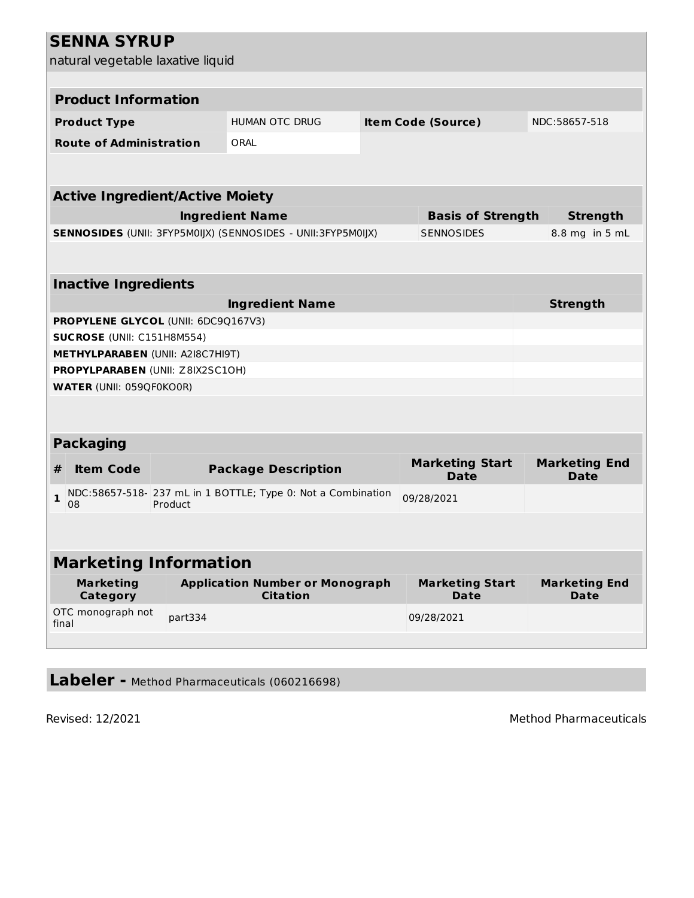# SENNA SYRUP

natural vegetable laxative liquid

| Product Information | | | |
|---|---|---|---|
| **Product Type** | HUMAN OTC DRUG | **Item Code (Source)** | NDC:58657-518 |
| **Route of Administration** | ORAL | | |

| Active Ingredient/Active Moiety | | |
|---|---|---|
| **Ingredient Name** | **Basis of Strength** | **Strength** |
| **SENNOSIDES** (UNII: 3FYP5M0IJX) (SENNOSIDES - UNII:3FYP5M0IJX) | SENNOSIDES | 8.8 mg in 5 mL |

| Inactive Ingredients | |
|---|---|
| **Ingredient Name** | **Strength** |
| **PROPYLENE GLYCOL** (UNII: 6DC9Q167V3) | |
| **SUCROSE** (UNII: C151H8M554) | |
| **METHYLPARABEN** (UNII: A2I8C7HI9T) | |
| **PROPYLPARABEN** (UNII: Z8IX2SC1OH) | |
| **WATER** (UNII: 059QF0KO0R) | |

| Packaging | | | | |
|---|---|---|---|---|
| **#** | **Item Code** | **Package Description** | **Marketing Start Date** | **Marketing End Date** |
| **1** | NDC:58657-518-08 | 237 mL in 1 BOTTLE; Type 0: Not a Combination Product | 09/28/2021 | |

| Marketing Information | | | |
|---|---|---|---|
| **Marketing Category** | **Application Number or Monograph Citation** | **Marketing Start Date** | **Marketing End Date** |
| OTC monograph not final | part334 | 09/28/2021 | |

## Labeler - Method Pharmaceuticals (060216698)

Revised: 12/2021

Method Pharmaceuticals